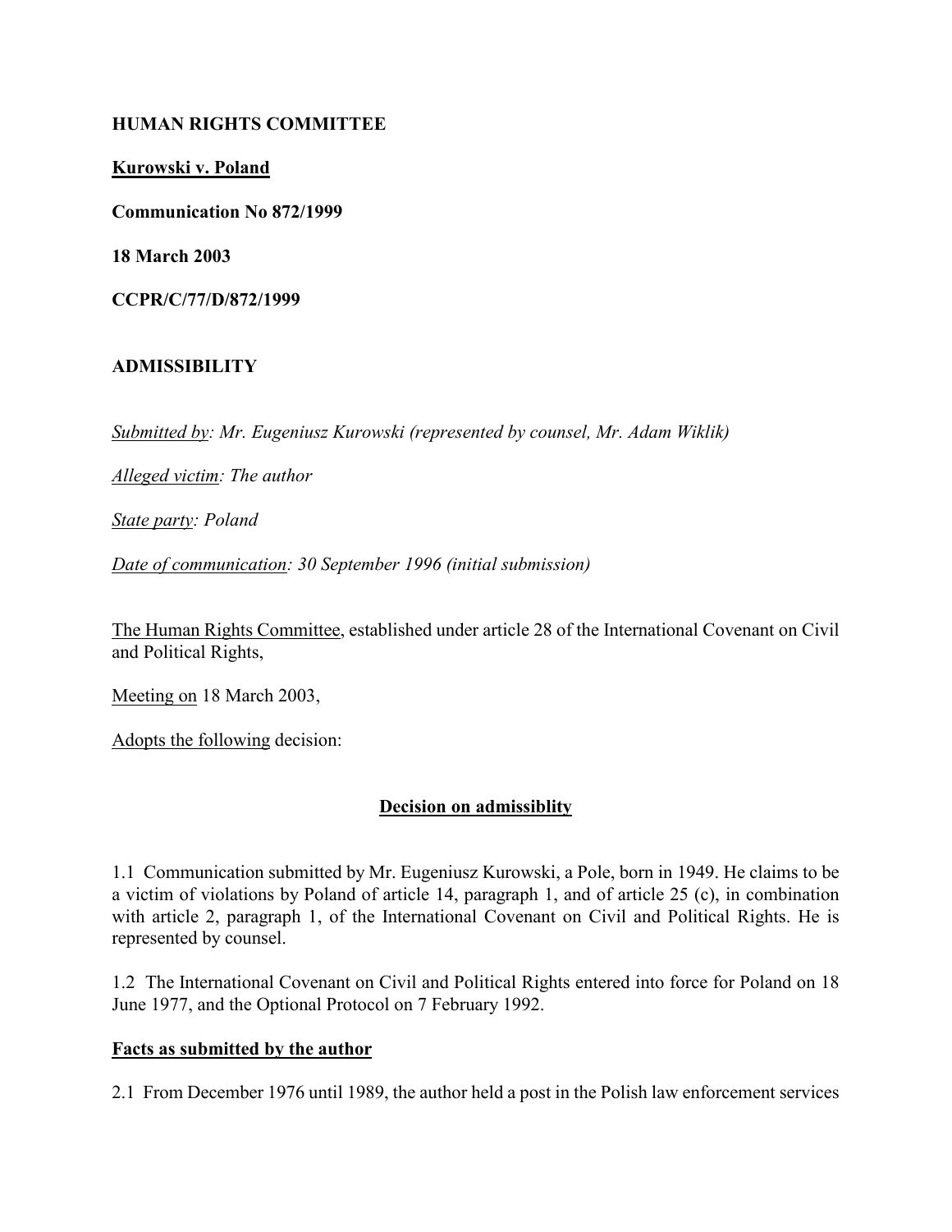**HUMAN RIGHTS COMMITTEE**

**Kurowski v. Poland**

**Communication No 872/1999**

**18 March 2003**

**CCPR/C/77/D/872/1999**

**ADMISSIBILITY**

*Submitted by: Mr. Eugeniusz Kurowski (represented by counsel, Mr. Adam Wiklik)*

*Alleged victim: The author*

*State party: Poland*

*Date of communication: 30 September 1996 (initial submission)*

The Human Rights Committee, established under article 28 of the International Covenant on Civil and Political Rights,

Meeting on 18 March 2003,

Adopts the following decision:

## Decision on admissiblity

1.1 Communication submitted by Mr. Eugeniusz Kurowski, a Pole, born in 1949. He claims to be a victim of violations by Poland of article 14, paragraph 1, and of article 25 (c), in combination with article 2, paragraph 1, of the International Covenant on Civil and Political Rights. He is represented by counsel.

1.2 The International Covenant on Civil and Political Rights entered into force for Poland on 18 June 1977, and the Optional Protocol on 7 February 1992.

### Facts as submitted by the author

2.1 From December 1976 until 1989, the author held a post in the Polish law enforcement services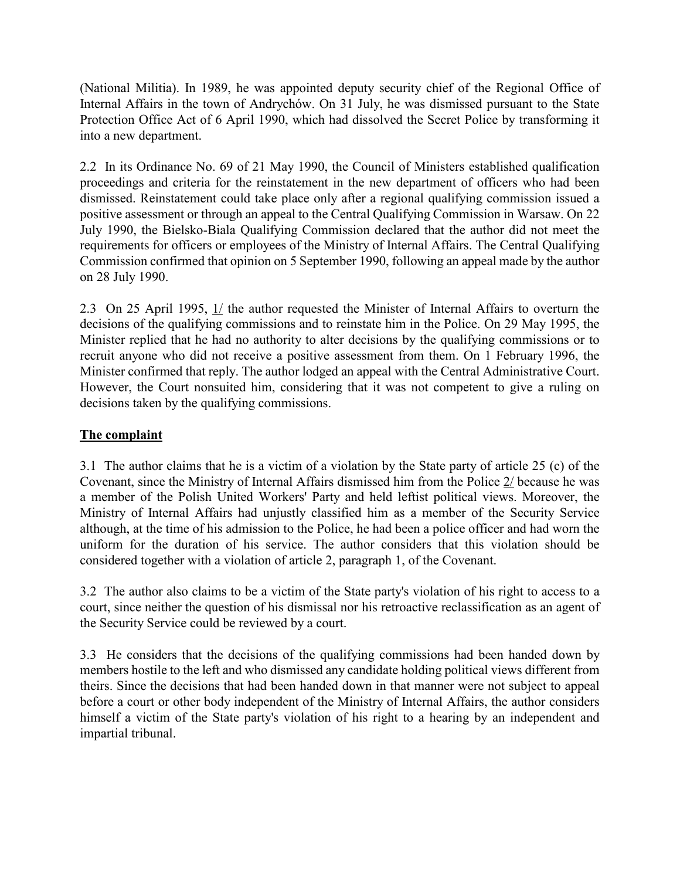(National Militia). In 1989, he was appointed deputy security chief of the Regional Office of Internal Affairs in the town of Andrychów. On 31 July, he was dismissed pursuant to the State Protection Office Act of 6 April 1990, which had dissolved the Secret Police by transforming it into a new department.

2.2 In its Ordinance No. 69 of 21 May 1990, the Council of Ministers established qualification proceedings and criteria for the reinstatement in the new department of officers who had been dismissed. Reinstatement could take place only after a regional qualifying commission issued a positive assessment or through an appeal to the Central Qualifying Commission in Warsaw. On 22 July 1990, the Bielsko-Biala Qualifying Commission declared that the author did not meet the requirements for officers or employees of the Ministry of Internal Affairs. The Central Qualifying Commission confirmed that opinion on 5 September 1990, following an appeal made by the author on 28 July 1990.

2.3 On 25 April 1995, 1/ the author requested the Minister of Internal Affairs to overturn the decisions of the qualifying commissions and to reinstate him in the Police. On 29 May 1995, the Minister replied that he had no authority to alter decisions by the qualifying commissions or to recruit anyone who did not receive a positive assessment from them. On 1 February 1996, the Minister confirmed that reply. The author lodged an appeal with the Central Administrative Court. However, the Court nonsuited him, considering that it was not competent to give a ruling on decisions taken by the qualifying commissions.

## The complaint

3.1 The author claims that he is a victim of a violation by the State party of article 25 (c) of the Covenant, since the Ministry of Internal Affairs dismissed him from the Police 2/ because he was a member of the Polish United Workers' Party and held leftist political views. Moreover, the Ministry of Internal Affairs had unjustly classified him as a member of the Security Service although, at the time of his admission to the Police, he had been a police officer and had worn the uniform for the duration of his service. The author considers that this violation should be considered together with a violation of article 2, paragraph 1, of the Covenant.

3.2 The author also claims to be a victim of the State party's violation of his right to access to a court, since neither the question of his dismissal nor his retroactive reclassification as an agent of the Security Service could be reviewed by a court.

3.3 He considers that the decisions of the qualifying commissions had been handed down by members hostile to the left and who dismissed any candidate holding political views different from theirs. Since the decisions that had been handed down in that manner were not subject to appeal before a court or other body independent of the Ministry of Internal Affairs, the author considers himself a victim of the State party's violation of his right to a hearing by an independent and impartial tribunal.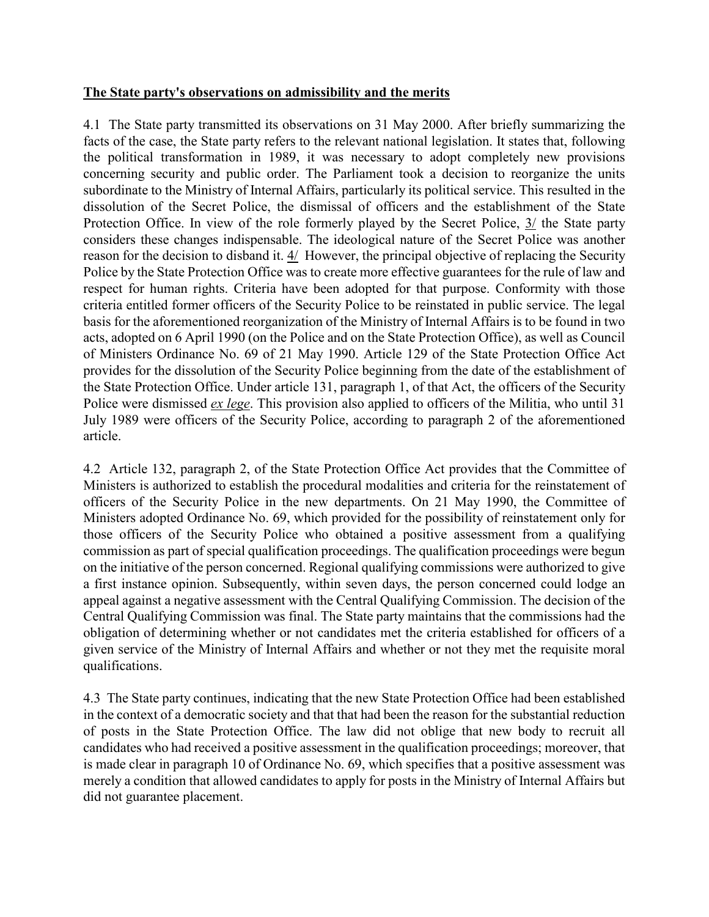**The State party's observations on admissibility and the merits**

4.1 The State party transmitted its observations on 31 May 2000. After briefly summarizing the facts of the case, the State party refers to the relevant national legislation. It states that, following the political transformation in 1989, it was necessary to adopt completely new provisions concerning security and public order. The Parliament took a decision to reorganize the units subordinate to the Ministry of Internal Affairs, particularly its political service. This resulted in the dissolution of the Secret Police, the dismissal of officers and the establishment of the State Protection Office. In view of the role formerly played by the Secret Police, 3/ the State party considers these changes indispensable. The ideological nature of the Secret Police was another reason for the decision to disband it. 4/ However, the principal objective of replacing the Security Police by the State Protection Office was to create more effective guarantees for the rule of law and respect for human rights. Criteria have been adopted for that purpose. Conformity with those criteria entitled former officers of the Security Police to be reinstated in public service. The legal basis for the aforementioned reorganization of the Ministry of Internal Affairs is to be found in two acts, adopted on 6 April 1990 (on the Police and on the State Protection Office), as well as Council of Ministers Ordinance No. 69 of 21 May 1990. Article 129 of the State Protection Office Act provides for the dissolution of the Security Police beginning from the date of the establishment of the State Protection Office. Under article 131, paragraph 1, of that Act, the officers of the Security Police were dismissed *ex lege*. This provision also applied to officers of the Militia, who until 31 July 1989 were officers of the Security Police, according to paragraph 2 of the aforementioned article.

4.2 Article 132, paragraph 2, of the State Protection Office Act provides that the Committee of Ministers is authorized to establish the procedural modalities and criteria for the reinstatement of officers of the Security Police in the new departments. On 21 May 1990, the Committee of Ministers adopted Ordinance No. 69, which provided for the possibility of reinstatement only for those officers of the Security Police who obtained a positive assessment from a qualifying commission as part of special qualification proceedings. The qualification proceedings were begun on the initiative of the person concerned. Regional qualifying commissions were authorized to give a first instance opinion. Subsequently, within seven days, the person concerned could lodge an appeal against a negative assessment with the Central Qualifying Commission. The decision of the Central Qualifying Commission was final. The State party maintains that the commissions had the obligation of determining whether or not candidates met the criteria established for officers of a given service of the Ministry of Internal Affairs and whether or not they met the requisite moral qualifications.

4.3 The State party continues, indicating that the new State Protection Office had been established in the context of a democratic society and that that had been the reason for the substantial reduction of posts in the State Protection Office. The law did not oblige that new body to recruit all candidates who had received a positive assessment in the qualification proceedings; moreover, that is made clear in paragraph 10 of Ordinance No. 69, which specifies that a positive assessment was merely a condition that allowed candidates to apply for posts in the Ministry of Internal Affairs but did not guarantee placement.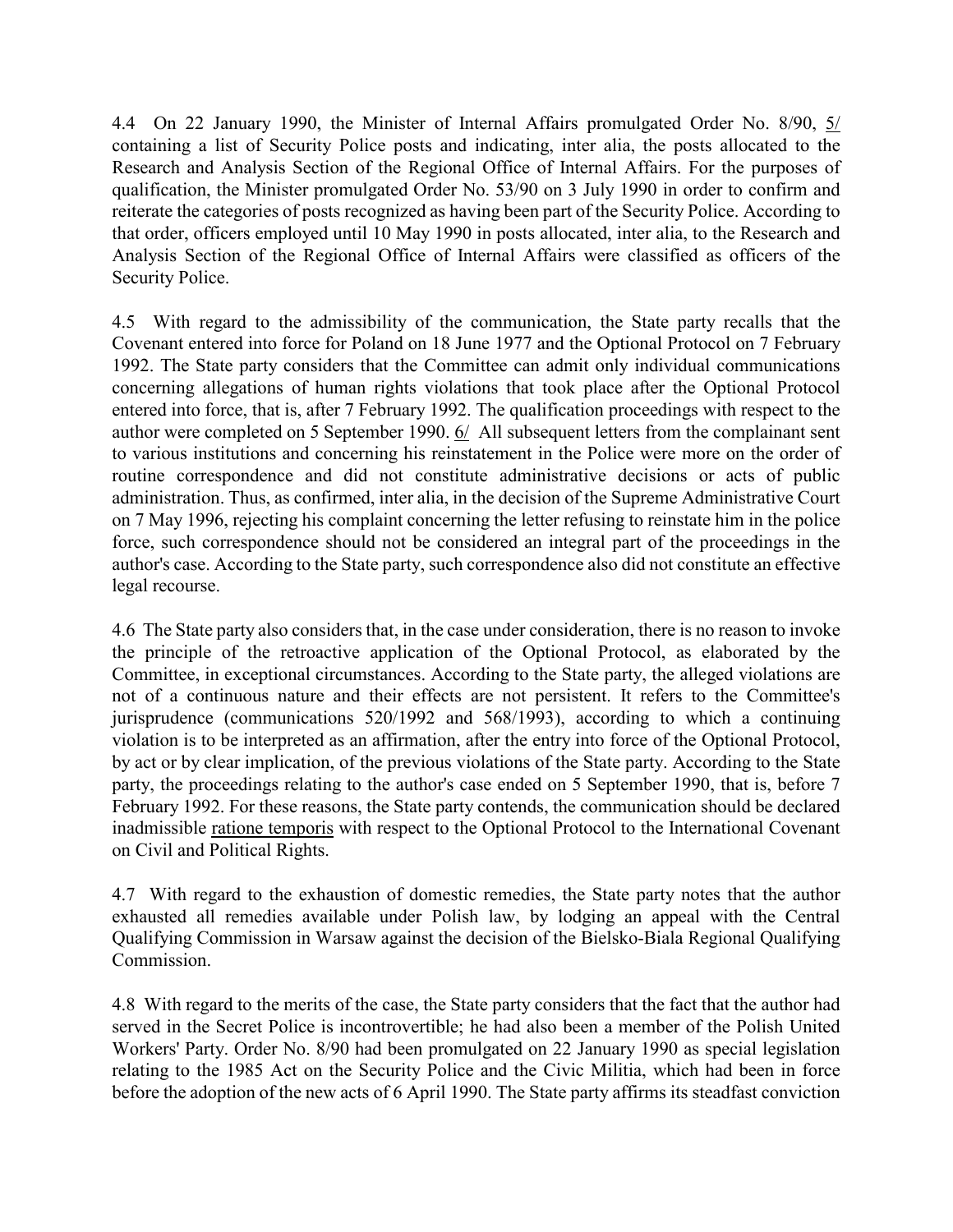4.4 On 22 January 1990, the Minister of Internal Affairs promulgated Order No. 8/90, 5/ containing a list of Security Police posts and indicating, inter alia, the posts allocated to the Research and Analysis Section of the Regional Office of Internal Affairs. For the purposes of qualification, the Minister promulgated Order No. 53/90 on 3 July 1990 in order to confirm and reiterate the categories of posts recognized as having been part of the Security Police. According to that order, officers employed until 10 May 1990 in posts allocated, inter alia, to the Research and Analysis Section of the Regional Office of Internal Affairs were classified as officers of the Security Police.

4.5 With regard to the admissibility of the communication, the State party recalls that the Covenant entered into force for Poland on 18 June 1977 and the Optional Protocol on 7 February 1992. The State party considers that the Committee can admit only individual communications concerning allegations of human rights violations that took place after the Optional Protocol entered into force, that is, after 7 February 1992. The qualification proceedings with respect to the author were completed on 5 September 1990. 6/ All subsequent letters from the complainant sent to various institutions and concerning his reinstatement in the Police were more on the order of routine correspondence and did not constitute administrative decisions or acts of public administration. Thus, as confirmed, inter alia, in the decision of the Supreme Administrative Court on 7 May 1996, rejecting his complaint concerning the letter refusing to reinstate him in the police force, such correspondence should not be considered an integral part of the proceedings in the author's case. According to the State party, such correspondence also did not constitute an effective legal recourse.

4.6 The State party also considers that, in the case under consideration, there is no reason to invoke the principle of the retroactive application of the Optional Protocol, as elaborated by the Committee, in exceptional circumstances. According to the State party, the alleged violations are not of a continuous nature and their effects are not persistent. It refers to the Committee's jurisprudence (communications 520/1992 and 568/1993), according to which a continuing violation is to be interpreted as an affirmation, after the entry into force of the Optional Protocol, by act or by clear implication, of the previous violations of the State party. According to the State party, the proceedings relating to the author's case ended on 5 September 1990, that is, before 7 February 1992. For these reasons, the State party contends, the communication should be declared inadmissible ratione temporis with respect to the Optional Protocol to the International Covenant on Civil and Political Rights.

4.7 With regard to the exhaustion of domestic remedies, the State party notes that the author exhausted all remedies available under Polish law, by lodging an appeal with the Central Qualifying Commission in Warsaw against the decision of the Bielsko-Biala Regional Qualifying Commission.

4.8 With regard to the merits of the case, the State party considers that the fact that the author had served in the Secret Police is incontrovertible; he had also been a member of the Polish United Workers' Party. Order No. 8/90 had been promulgated on 22 January 1990 as special legislation relating to the 1985 Act on the Security Police and the Civic Militia, which had been in force before the adoption of the new acts of 6 April 1990. The State party affirms its steadfast conviction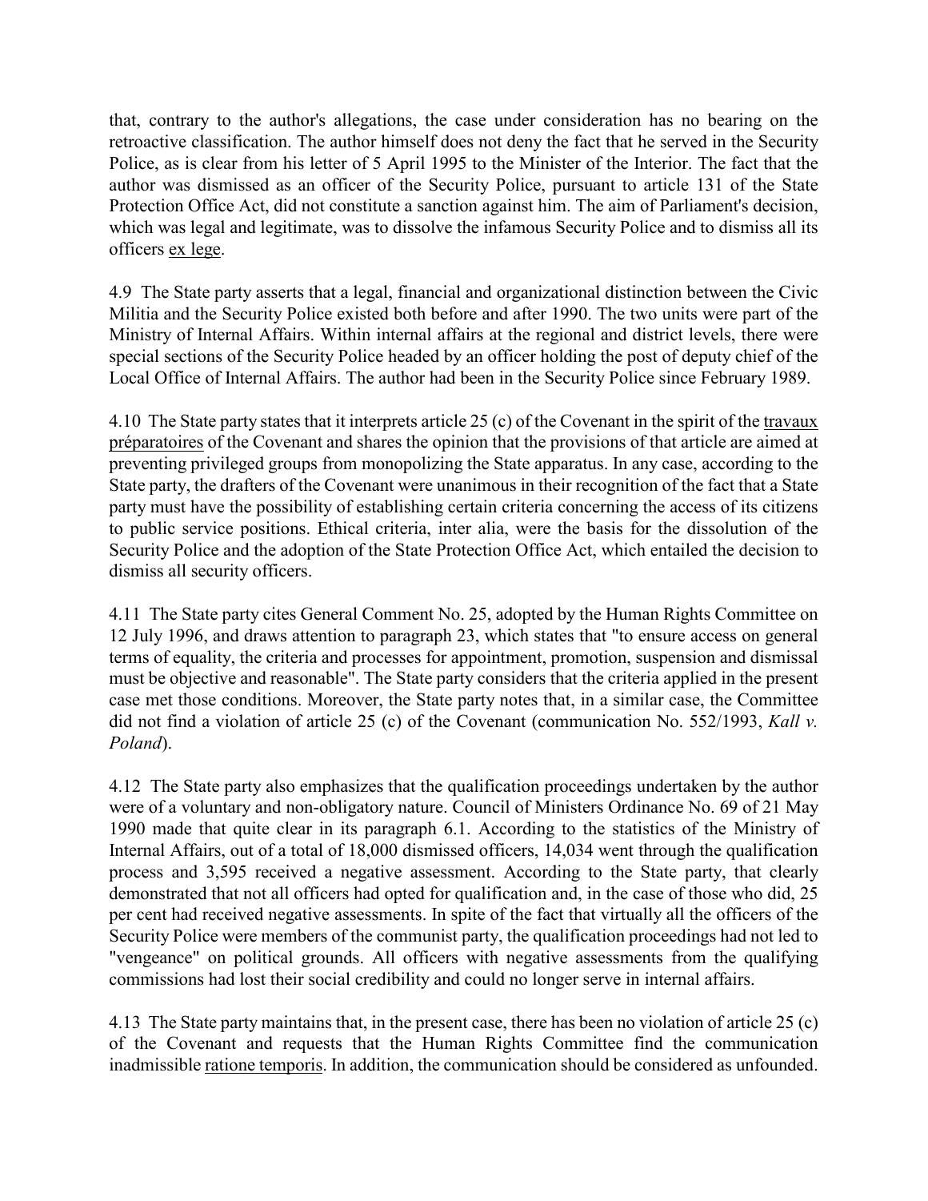that, contrary to the author's allegations, the case under consideration has no bearing on the retroactive classification. The author himself does not deny the fact that he served in the Security Police, as is clear from his letter of 5 April 1995 to the Minister of the Interior. The fact that the author was dismissed as an officer of the Security Police, pursuant to article 131 of the State Protection Office Act, did not constitute a sanction against him. The aim of Parliament's decision, which was legal and legitimate, was to dissolve the infamous Security Police and to dismiss all its officers ex lege.

4.9 The State party asserts that a legal, financial and organizational distinction between the Civic Militia and the Security Police existed both before and after 1990. The two units were part of the Ministry of Internal Affairs. Within internal affairs at the regional and district levels, there were special sections of the Security Police headed by an officer holding the post of deputy chief of the Local Office of Internal Affairs. The author had been in the Security Police since February 1989.

4.10 The State party states that it interprets article 25 (c) of the Covenant in the spirit of the travaux préparatoires of the Covenant and shares the opinion that the provisions of that article are aimed at preventing privileged groups from monopolizing the State apparatus. In any case, according to the State party, the drafters of the Covenant were unanimous in their recognition of the fact that a State party must have the possibility of establishing certain criteria concerning the access of its citizens to public service positions. Ethical criteria, inter alia, were the basis for the dissolution of the Security Police and the adoption of the State Protection Office Act, which entailed the decision to dismiss all security officers.

4.11 The State party cites General Comment No. 25, adopted by the Human Rights Committee on 12 July 1996, and draws attention to paragraph 23, which states that "to ensure access on general terms of equality, the criteria and processes for appointment, promotion, suspension and dismissal must be objective and reasonable". The State party considers that the criteria applied in the present case met those conditions. Moreover, the State party notes that, in a similar case, the Committee did not find a violation of article 25 (c) of the Covenant (communication No. 552/1993, *Kall v. Poland*).

4.12 The State party also emphasizes that the qualification proceedings undertaken by the author were of a voluntary and non-obligatory nature. Council of Ministers Ordinance No. 69 of 21 May 1990 made that quite clear in its paragraph 6.1. According to the statistics of the Ministry of Internal Affairs, out of a total of 18,000 dismissed officers, 14,034 went through the qualification process and 3,595 received a negative assessment. According to the State party, that clearly demonstrated that not all officers had opted for qualification and, in the case of those who did, 25 per cent had received negative assessments. In spite of the fact that virtually all the officers of the Security Police were members of the communist party, the qualification proceedings had not led to "vengeance" on political grounds. All officers with negative assessments from the qualifying commissions had lost their social credibility and could no longer serve in internal affairs.

4.13 The State party maintains that, in the present case, there has been no violation of article 25 (c) of the Covenant and requests that the Human Rights Committee find the communication inadmissible ratione temporis. In addition, the communication should be considered as unfounded.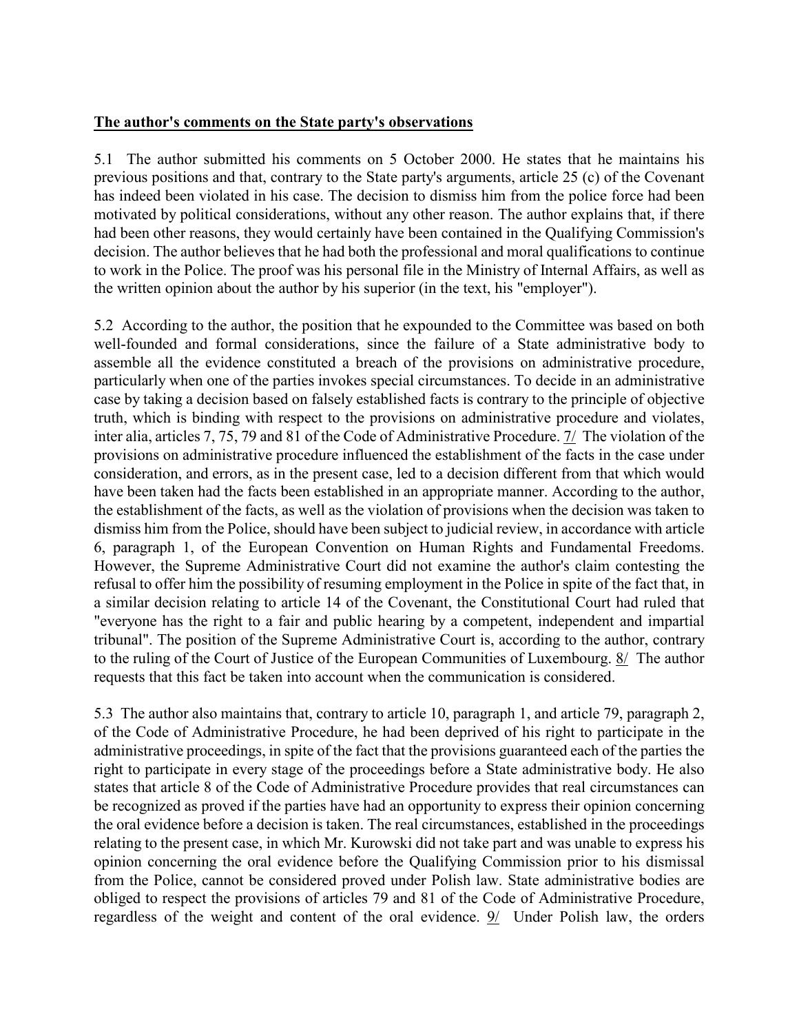**The author's comments on the State party's observations**

5.1 The author submitted his comments on 5 October 2000. He states that he maintains his previous positions and that, contrary to the State party's arguments, article 25 (c) of the Covenant has indeed been violated in his case. The decision to dismiss him from the police force had been motivated by political considerations, without any other reason. The author explains that, if there had been other reasons, they would certainly have been contained in the Qualifying Commission's decision. The author believes that he had both the professional and moral qualifications to continue to work in the Police. The proof was his personal file in the Ministry of Internal Affairs, as well as the written opinion about the author by his superior (in the text, his "employer").

5.2 According to the author, the position that he expounded to the Committee was based on both well-founded and formal considerations, since the failure of a State administrative body to assemble all the evidence constituted a breach of the provisions on administrative procedure, particularly when one of the parties invokes special circumstances. To decide in an administrative case by taking a decision based on falsely established facts is contrary to the principle of objective truth, which is binding with respect to the provisions on administrative procedure and violates, inter alia, articles 7, 75, 79 and 81 of the Code of Administrative Procedure. 7/ The violation of the provisions on administrative procedure influenced the establishment of the facts in the case under consideration, and errors, as in the present case, led to a decision different from that which would have been taken had the facts been established in an appropriate manner. According to the author, the establishment of the facts, as well as the violation of provisions when the decision was taken to dismiss him from the Police, should have been subject to judicial review, in accordance with article 6, paragraph 1, of the European Convention on Human Rights and Fundamental Freedoms. However, the Supreme Administrative Court did not examine the author's claim contesting the refusal to offer him the possibility of resuming employment in the Police in spite of the fact that, in a similar decision relating to article 14 of the Covenant, the Constitutional Court had ruled that "everyone has the right to a fair and public hearing by a competent, independent and impartial tribunal". The position of the Supreme Administrative Court is, according to the author, contrary to the ruling of the Court of Justice of the European Communities of Luxembourg. 8/ The author requests that this fact be taken into account when the communication is considered.

5.3 The author also maintains that, contrary to article 10, paragraph 1, and article 79, paragraph 2, of the Code of Administrative Procedure, he had been deprived of his right to participate in the administrative proceedings, in spite of the fact that the provisions guaranteed each of the parties the right to participate in every stage of the proceedings before a State administrative body. He also states that article 8 of the Code of Administrative Procedure provides that real circumstances can be recognized as proved if the parties have had an opportunity to express their opinion concerning the oral evidence before a decision is taken. The real circumstances, established in the proceedings relating to the present case, in which Mr. Kurowski did not take part and was unable to express his opinion concerning the oral evidence before the Qualifying Commission prior to his dismissal from the Police, cannot be considered proved under Polish law. State administrative bodies are obliged to respect the provisions of articles 79 and 81 of the Code of Administrative Procedure, regardless of the weight and content of the oral evidence. 9/ Under Polish law, the orders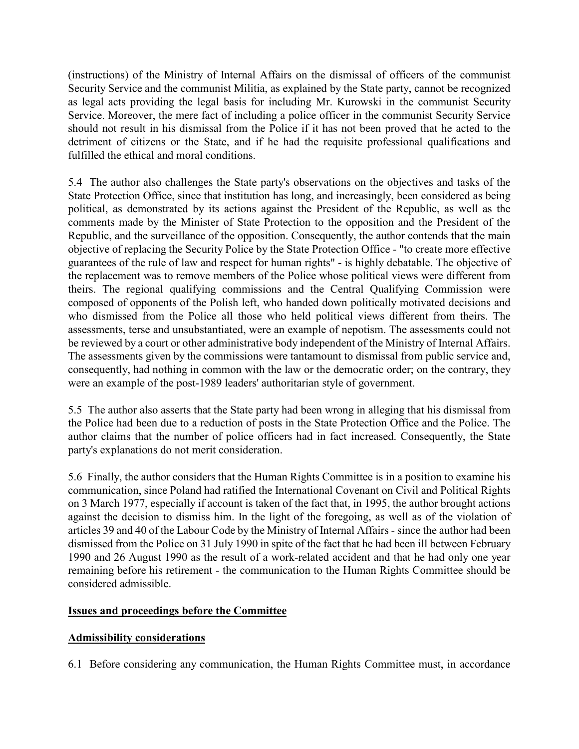(instructions) of the Ministry of Internal Affairs on the dismissal of officers of the communist Security Service and the communist Militia, as explained by the State party, cannot be recognized as legal acts providing the legal basis for including Mr. Kurowski in the communist Security Service. Moreover, the mere fact of including a police officer in the communist Security Service should not result in his dismissal from the Police if it has not been proved that he acted to the detriment of citizens or the State, and if he had the requisite professional qualifications and fulfilled the ethical and moral conditions.

5.4 The author also challenges the State party's observations on the objectives and tasks of the State Protection Office, since that institution has long, and increasingly, been considered as being political, as demonstrated by its actions against the President of the Republic, as well as the comments made by the Minister of State Protection to the opposition and the President of the Republic, and the surveillance of the opposition. Consequently, the author contends that the main objective of replacing the Security Police by the State Protection Office - "to create more effective guarantees of the rule of law and respect for human rights" - is highly debatable. The objective of the replacement was to remove members of the Police whose political views were different from theirs. The regional qualifying commissions and the Central Qualifying Commission were composed of opponents of the Polish left, who handed down politically motivated decisions and who dismissed from the Police all those who held political views different from theirs. The assessments, terse and unsubstantiated, were an example of nepotism. The assessments could not be reviewed by a court or other administrative body independent of the Ministry of Internal Affairs. The assessments given by the commissions were tantamount to dismissal from public service and, consequently, had nothing in common with the law or the democratic order; on the contrary, they were an example of the post-1989 leaders' authoritarian style of government.

5.5 The author also asserts that the State party had been wrong in alleging that his dismissal from the Police had been due to a reduction of posts in the State Protection Office and the Police. The author claims that the number of police officers had in fact increased. Consequently, the State party's explanations do not merit consideration.

5.6 Finally, the author considers that the Human Rights Committee is in a position to examine his communication, since Poland had ratified the International Covenant on Civil and Political Rights on 3 March 1977, especially if account is taken of the fact that, in 1995, the author brought actions against the decision to dismiss him. In the light of the foregoing, as well as of the violation of articles 39 and 40 of the Labour Code by the Ministry of Internal Affairs - since the author had been dismissed from the Police on 31 July 1990 in spite of the fact that he had been ill between February 1990 and 26 August 1990 as the result of a work-related accident and that he had only one year remaining before his retirement - the communication to the Human Rights Committee should be considered admissible.

## Issues and proceedings before the Committee

### Admissibility considerations

6.1 Before considering any communication, the Human Rights Committee must, in accordance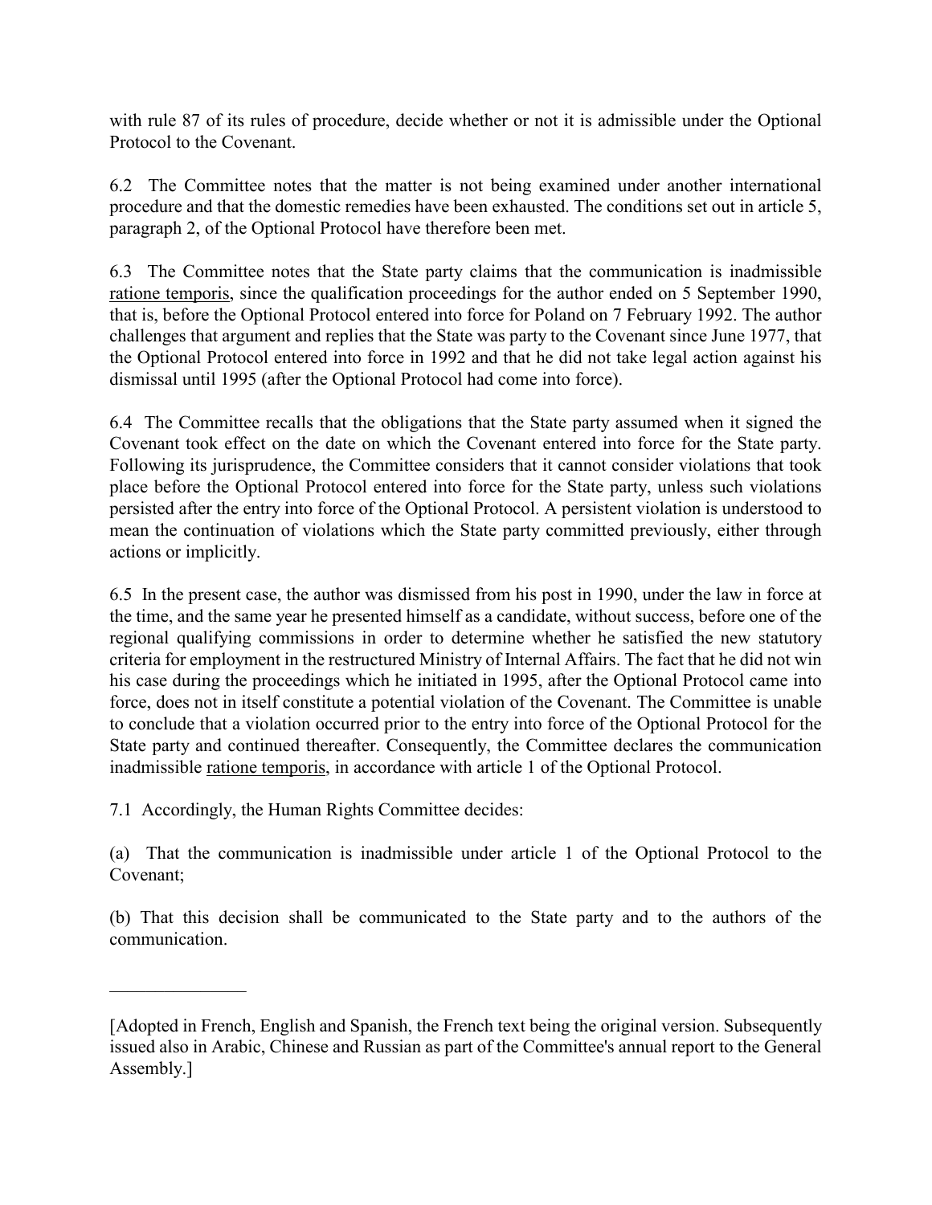with rule 87 of its rules of procedure, decide whether or not it is admissible under the Optional Protocol to the Covenant.

6.2 The Committee notes that the matter is not being examined under another international procedure and that the domestic remedies have been exhausted. The conditions set out in article 5, paragraph 2, of the Optional Protocol have therefore been met.

6.3 The Committee notes that the State party claims that the communication is inadmissible ratione temporis, since the qualification proceedings for the author ended on 5 September 1990, that is, before the Optional Protocol entered into force for Poland on 7 February 1992. The author challenges that argument and replies that the State was party to the Covenant since June 1977, that the Optional Protocol entered into force in 1992 and that he did not take legal action against his dismissal until 1995 (after the Optional Protocol had come into force).

6.4 The Committee recalls that the obligations that the State party assumed when it signed the Covenant took effect on the date on which the Covenant entered into force for the State party. Following its jurisprudence, the Committee considers that it cannot consider violations that took place before the Optional Protocol entered into force for the State party, unless such violations persisted after the entry into force of the Optional Protocol. A persistent violation is understood to mean the continuation of violations which the State party committed previously, either through actions or implicitly.

6.5 In the present case, the author was dismissed from his post in 1990, under the law in force at the time, and the same year he presented himself as a candidate, without success, before one of the regional qualifying commissions in order to determine whether he satisfied the new statutory criteria for employment in the restructured Ministry of Internal Affairs. The fact that he did not win his case during the proceedings which he initiated in 1995, after the Optional Protocol came into force, does not in itself constitute a potential violation of the Covenant. The Committee is unable to conclude that a violation occurred prior to the entry into force of the Optional Protocol for the State party and continued thereafter. Consequently, the Committee declares the communication inadmissible ratione temporis, in accordance with article 1 of the Optional Protocol.

7.1 Accordingly, the Human Rights Committee decides:

(a) That the communication is inadmissible under article 1 of the Optional Protocol to the Covenant;

(b) That this decision shall be communicated to the State party and to the authors of the communication.

---

[Adopted in French, English and Spanish, the French text being the original version. Subsequently issued also in Arabic, Chinese and Russian as part of the Committee's annual report to the General Assembly.]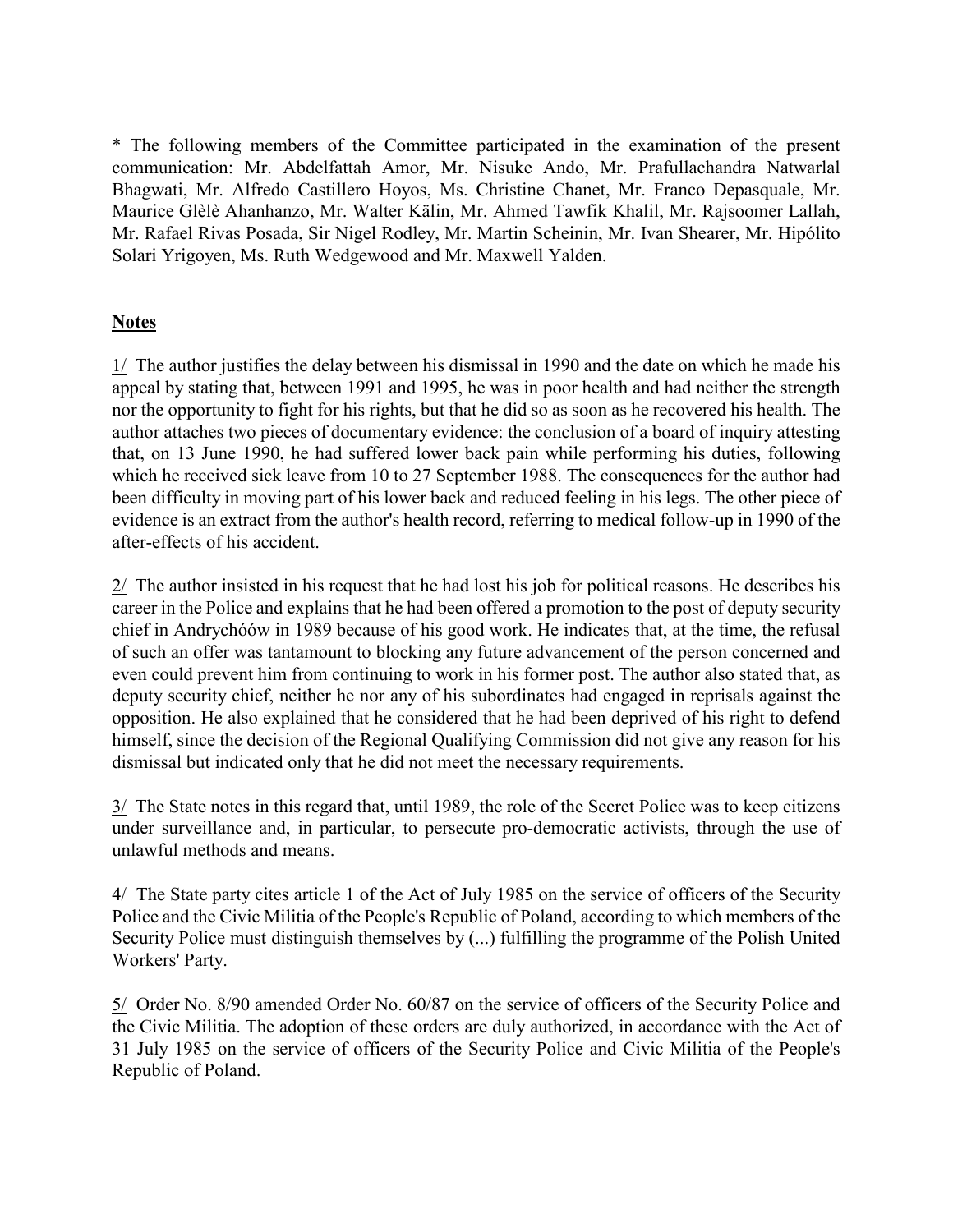* The following members of the Committee participated in the examination of the present communication: Mr. Abdelfattah Amor, Mr. Nisuke Ando, Mr. Prafullachandra Natwarlal Bhagwati, Mr. Alfredo Castillero Hoyos, Ms. Christine Chanet, Mr. Franco Depasquale, Mr. Maurice Glèlè Ahanhanzo, Mr. Walter Kälin, Mr. Ahmed Tawfik Khalil, Mr. Rajsoomer Lallah, Mr. Rafael Rivas Posada, Sir Nigel Rodley, Mr. Martin Scheinin, Mr. Ivan Shearer, Mr. Hipólito Solari Yrigoyen, Ms. Ruth Wedgewood and Mr. Maxwell Yalden.

## Notes

1/ The author justifies the delay between his dismissal in 1990 and the date on which he made his appeal by stating that, between 1991 and 1995, he was in poor health and had neither the strength nor the opportunity to fight for his rights, but that he did so as soon as he recovered his health. The author attaches two pieces of documentary evidence: the conclusion of a board of inquiry attesting that, on 13 June 1990, he had suffered lower back pain while performing his duties, following which he received sick leave from 10 to 27 September 1988. The consequences for the author had been difficulty in moving part of his lower back and reduced feeling in his legs. The other piece of evidence is an extract from the author's health record, referring to medical follow-up in 1990 of the after-effects of his accident.

2/ The author insisted in his request that he had lost his job for political reasons. He describes his career in the Police and explains that he had been offered a promotion to the post of deputy security chief in Andrychóów in 1989 because of his good work. He indicates that, at the time, the refusal of such an offer was tantamount to blocking any future advancement of the person concerned and even could prevent him from continuing to work in his former post. The author also stated that, as deputy security chief, neither he nor any of his subordinates had engaged in reprisals against the opposition. He also explained that he considered that he had been deprived of his right to defend himself, since the decision of the Regional Qualifying Commission did not give any reason for his dismissal but indicated only that he did not meet the necessary requirements.

3/ The State notes in this regard that, until 1989, the role of the Secret Police was to keep citizens under surveillance and, in particular, to persecute pro-democratic activists, through the use of unlawful methods and means.

4/ The State party cites article 1 of the Act of July 1985 on the service of officers of the Security Police and the Civic Militia of the People's Republic of Poland, according to which members of the Security Police must distinguish themselves by (...) fulfilling the programme of the Polish United Workers' Party.

5/ Order No. 8/90 amended Order No. 60/87 on the service of officers of the Security Police and the Civic Militia. The adoption of these orders are duly authorized, in accordance with the Act of 31 July 1985 on the service of officers of the Security Police and Civic Militia of the People's Republic of Poland.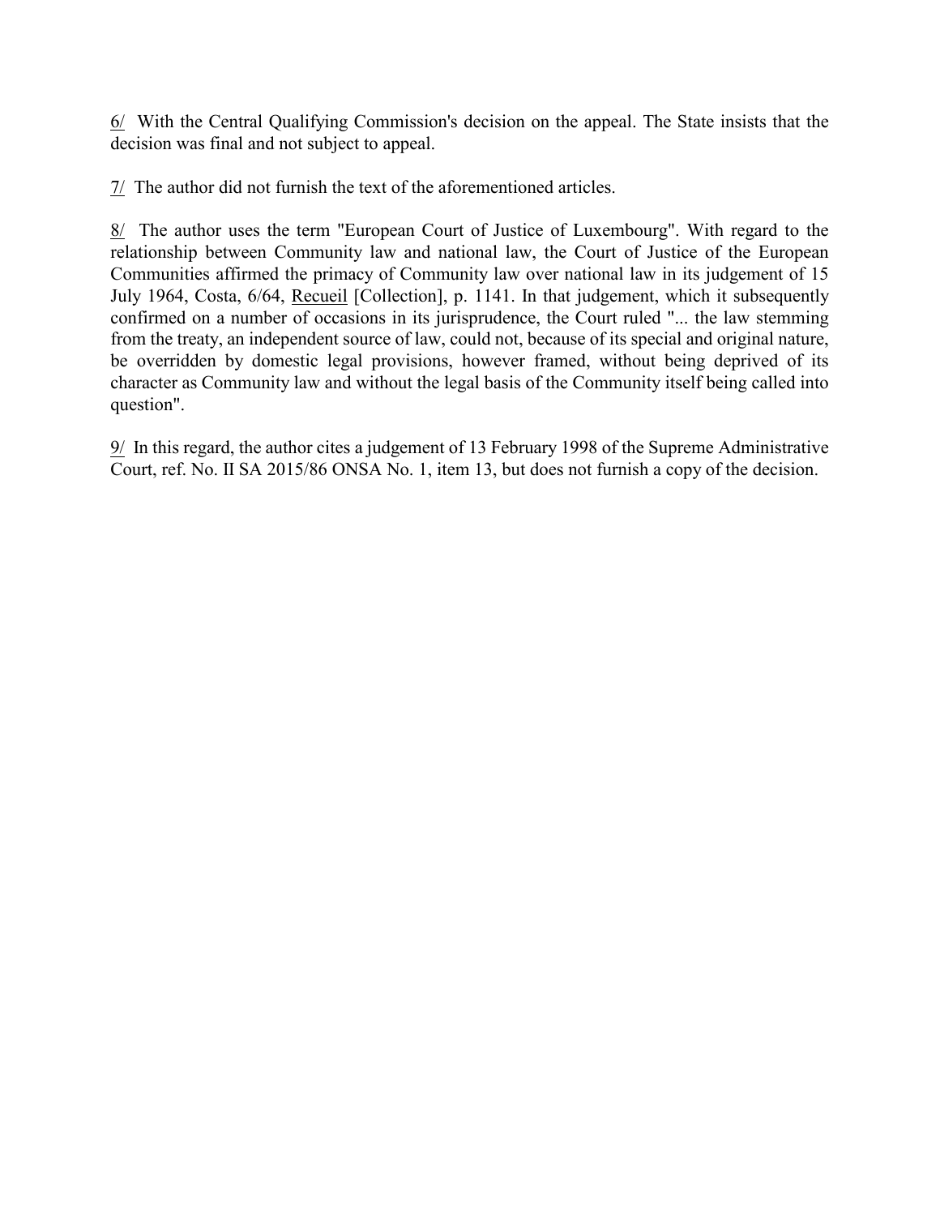6/ With the Central Qualifying Commission's decision on the appeal. The State insists that the decision was final and not subject to appeal.

7/ The author did not furnish the text of the aforementioned articles.

8/ The author uses the term "European Court of Justice of Luxembourg". With regard to the relationship between Community law and national law, the Court of Justice of the European Communities affirmed the primacy of Community law over national law in its judgement of 15 July 1964, Costa, 6/64, Recueil [Collection], p. 1141. In that judgement, which it subsequently confirmed on a number of occasions in its jurisprudence, the Court ruled "... the law stemming from the treaty, an independent source of law, could not, because of its special and original nature, be overridden by domestic legal provisions, however framed, without being deprived of its character as Community law and without the legal basis of the Community itself being called into question".

9/ In this regard, the author cites a judgement of 13 February 1998 of the Supreme Administrative Court, ref. No. II SA 2015/86 ONSA No. 1, item 13, but does not furnish a copy of the decision.